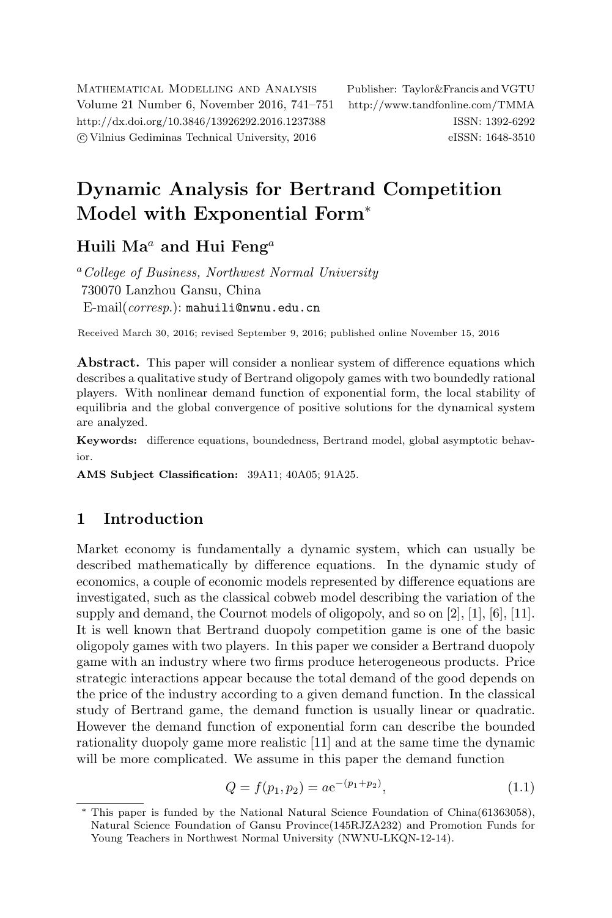# Dynamic Analysis for Bertrand Competition Model with Exponential Form*

**Huili Ma**[a] **and Hui Feng**[a]

[a] *College of Business, Northwest Normal University*
730070 Lanzhou Gansu, China
E-mail(*corresp.*): mahuili@nwnu.edu.cn

Received March 30, 2016; revised September 9, 2016; published online November 15, 2016

**Abstract.** This paper will consider a nonliear system of difference equations which describes a qualitative study of Bertrand oligopoly games with two boundedly rational players. With nonlinear demand function of exponential form, the local stability of equilibria and the global convergence of positive solutions for the dynamical system are analyzed.

**Keywords:** difference equations, boundedness, Bertrand model, global asymptotic behavior.

**AMS Subject Classification:** 39A11; 40A05; 91A25.

## 1 Introduction

Market economy is fundamentally a dynamic system, which can usually be described mathematically by difference equations. In the dynamic study of economics, a couple of economic models represented by difference equations are investigated, such as the classical cobweb model describing the variation of the supply and demand, the Cournot models of oligopoly, and so on [2], [1], [6], [11]. It is well known that Bertrand duopoly competition game is one of the basic oligopoly games with two players. In this paper we consider a Bertrand duopoly game with an industry where two firms produce heterogeneous products. Price strategic interactions appear because the total demand of the good depends on the price of the industry according to a given demand function. In the classical study of Bertrand game, the demand function is usually linear or quadratic. However the demand function of exponential form can describe the bounded rationality duopoly game more realistic [11] and at the same time the dynamic will be more complicated. We assume in this paper the demand function

$$Q = f(p_1, p_2) = a\mathrm{e}^{-(p_1+p_2)}, \tag{1.1}$$

---

* This paper is funded by the National Natural Science Foundation of China(61363058), Natural Science Foundation of Gansu Province(145RJZA232) and Promotion Funds for Young Teachers in Northwest Normal University (NWNU-LKQN-12-14).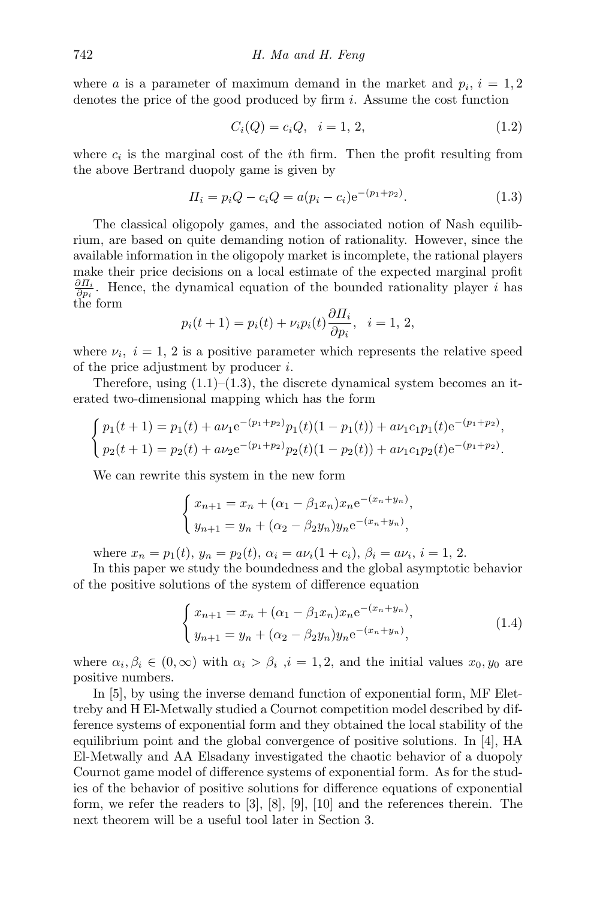where $a$ is a parameter of maximum demand in the market and $p_i$, $i = 1, 2$ denotes the price of the good produced by firm $i$. Assume the cost function

$$C_i(Q) = c_i Q, \quad i = 1,\, 2, \tag{1.2}$$

where $c_i$ is the marginal cost of the $i$th firm. Then the profit resulting from the above Bertrand duopoly game is given by

$$\Pi_i = p_i Q - c_i Q = a(p_i - c_i)\mathrm{e}^{-(p_1+p_2)}. \tag{1.3}$$

The classical oligopoly games, and the associated notion of Nash equilibrium, are based on quite demanding notion of rationality. However, since the available information in the oligopoly market is incomplete, the rational players make their price decisions on a local estimate of the expected marginal profit $\frac{\partial \Pi_i}{\partial p_i}$. Hence, the dynamical equation of the bounded rationality player $i$ has the form

$$p_i(t+1) = p_i(t) + \nu_i p_i(t)\frac{\partial \Pi_i}{\partial p_i}, \quad i = 1,\, 2,$$

where $\nu_i$, $i = 1, 2$ is a positive parameter which represents the relative speed of the price adjustment by producer $i$.

Therefore, using (1.1)–(1.3), the discrete dynamical system becomes an iterated two-dimensional mapping which has the form

$$\begin{cases} p_1(t+1) = p_1(t) + a\nu_1 \mathrm{e}^{-(p_1+p_2)} p_1(t)(1-p_1(t)) + a\nu_1 c_1 p_1(t)\mathrm{e}^{-(p_1+p_2)}, \\ p_2(t+1) = p_2(t) + a\nu_2 \mathrm{e}^{-(p_1+p_2)} p_2(t)(1-p_2(t)) + a\nu_1 c_1 p_2(t)\mathrm{e}^{-(p_1+p_2)}. \end{cases}$$

We can rewrite this system in the new form

$$\begin{cases} x_{n+1} = x_n + (\alpha_1 - \beta_1 x_n)x_n \mathrm{e}^{-(x_n+y_n)}, \\ y_{n+1} = y_n + (\alpha_2 - \beta_2 y_n)y_n \mathrm{e}^{-(x_n+y_n)}, \end{cases}$$

where $x_n = p_1(t)$, $y_n = p_2(t)$, $\alpha_i = a\nu_i(1+c_i)$, $\beta_i = a\nu_i$, $i = 1, 2$.

In this paper we study the boundedness and the global asymptotic behavior of the positive solutions of the system of difference equation

$$\begin{cases} x_{n+1} = x_n + (\alpha_1 - \beta_1 x_n)x_n \mathrm{e}^{-(x_n+y_n)}, \\ y_{n+1} = y_n + (\alpha_2 - \beta_2 y_n)y_n \mathrm{e}^{-(x_n+y_n)}, \end{cases} \tag{1.4}$$

where $\alpha_i, \beta_i \in (0, \infty)$ with $\alpha_i > \beta_i$ ,$i = 1, 2$, and the initial values $x_0, y_0$ are positive numbers.

In [5], by using the inverse demand function of exponential form, MF Elettreby and H El-Metwally studied a Cournot competition model described by difference systems of exponential form and they obtained the local stability of the equilibrium point and the global convergence of positive solutions. In [4], HA El-Metwally and AA Elsadany investigated the chaotic behavior of a duopoly Cournot game model of difference systems of exponential form. As for the studies of the behavior of positive solutions for difference equations of exponential form, we refer the readers to [3], [8], [9], [10] and the references therein. The next theorem will be a useful tool later in Section 3.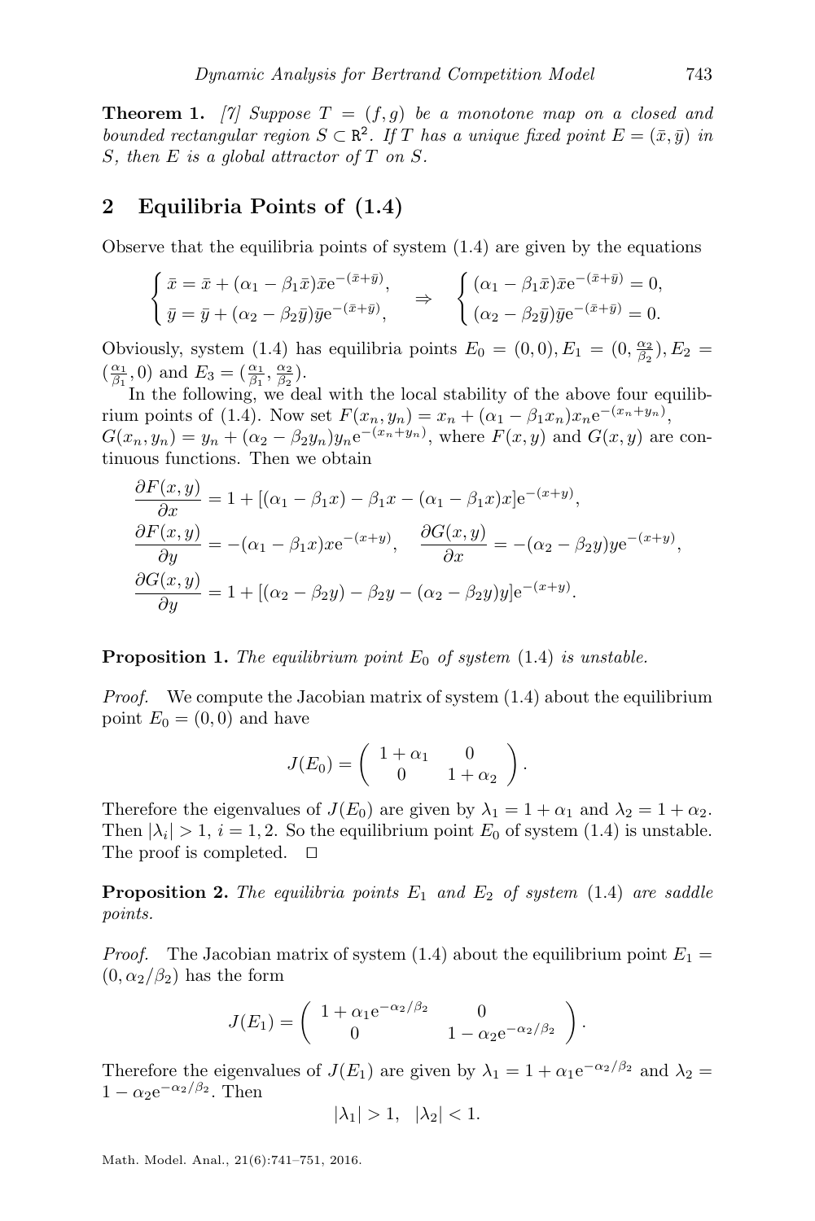**Theorem 1.** *[7] Suppose $T = (f, g)$ be a monotone map on a closed and bounded rectangular region $S \subset \mathbb{R}^2$. If $T$ has a unique fixed point $E = (\bar{x}, \bar{y})$ in $S$, then $E$ is a global attractor of $T$ on $S$.*

## 2 Equilibria Points of (1.4)

Observe that the equilibria points of system (1.4) are given by the equations

$$\begin{cases} \bar{x} = \bar{x} + (\alpha_1 - \beta_1 \bar{x})\bar{x}\mathrm{e}^{-(\bar{x}+\bar{y})}, \\ \bar{y} = \bar{y} + (\alpha_2 - \beta_2 \bar{y})\bar{y}\mathrm{e}^{-(\bar{x}+\bar{y})}, \end{cases} \Rightarrow \quad \begin{cases} (\alpha_1 - \beta_1 \bar{x})\bar{x}\mathrm{e}^{-(\bar{x}+\bar{y})} = 0, \\ (\alpha_2 - \beta_2 \bar{y})\bar{y}\mathrm{e}^{-(\bar{x}+\bar{y})} = 0. \end{cases}$$

Obviously, system (1.4) has equilibria points $E_0 = (0, 0), E_1 = (0, \frac{\alpha_2}{\beta_2}), E_2 = (\frac{\alpha_1}{\beta_1}, 0)$ and $E_3 = (\frac{\alpha_1}{\beta_1}, \frac{\alpha_2}{\beta_2})$.

In the following, we deal with the local stability of the above four equilibrium points of (1.4). Now set $F(x_n, y_n) = x_n + (\alpha_1 - \beta_1 x_n)x_n \mathrm{e}^{-(x_n+y_n)}$, $G(x_n, y_n) = y_n + (\alpha_2 - \beta_2 y_n)y_n \mathrm{e}^{-(x_n+y_n)}$, where $F(x, y)$ and $G(x, y)$ are continuous functions. Then we obtain

$$\frac{\partial F(x,y)}{\partial x} = 1 + [(\alpha_1 - \beta_1 x) - \beta_1 x - (\alpha_1 - \beta_1 x)x]\mathrm{e}^{-(x+y)},$$

$$\frac{\partial F(x,y)}{\partial y} = -(\alpha_1 - \beta_1 x)x\mathrm{e}^{-(x+y)}, \quad \frac{\partial G(x,y)}{\partial x} = -(\alpha_2 - \beta_2 y)y\mathrm{e}^{-(x+y)},$$

$$\frac{\partial G(x,y)}{\partial y} = 1 + [(\alpha_2 - \beta_2 y) - \beta_2 y - (\alpha_2 - \beta_2 y)y]\mathrm{e}^{-(x+y)}.$$

**Proposition 1.** *The equilibrium point $E_0$ of system (1.4) is unstable.*

*Proof.* We compute the Jacobian matrix of system (1.4) about the equilibrium point $E_0 = (0, 0)$ and have

$$J(E_0) = \begin{pmatrix} 1 + \alpha_1 & 0 \\ 0 & 1 + \alpha_2 \end{pmatrix}.$$

Therefore the eigenvalues of $J(E_0)$ are given by $\lambda_1 = 1 + \alpha_1$ and $\lambda_2 = 1 + \alpha_2$. Then $|\lambda_i| > 1$, $i = 1, 2$. So the equilibrium point $E_0$ of system (1.4) is unstable. The proof is completed. $\square$

**Proposition 2.** *The equilibria points $E_1$ and $E_2$ of system (1.4) are saddle points.*

*Proof.* The Jacobian matrix of system (1.4) about the equilibrium point $E_1 = (0, \alpha_2/\beta_2)$ has the form

$$J(E_1) = \begin{pmatrix} 1 + \alpha_1 \mathrm{e}^{-\alpha_2/\beta_2} & 0 \\ 0 & 1 - \alpha_2 \mathrm{e}^{-\alpha_2/\beta_2} \end{pmatrix}.$$

Therefore the eigenvalues of $J(E_1)$ are given by $\lambda_1 = 1 + \alpha_1 \mathrm{e}^{-\alpha_2/\beta_2}$ and $\lambda_2 = 1 - \alpha_2 \mathrm{e}^{-\alpha_2/\beta_2}$. Then

$$|\lambda_1| > 1, \quad |\lambda_2| < 1.$$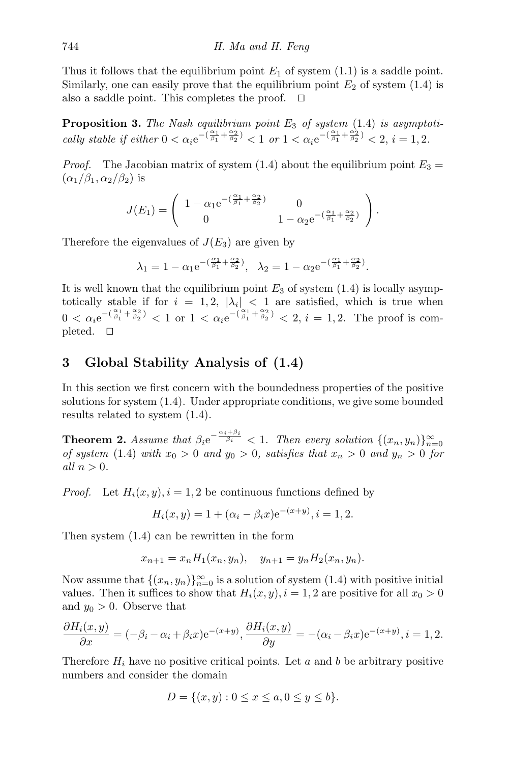Thus it follows that the equilibrium point $E_1$ of system (1.1) is a saddle point. Similarly, one can easily prove that the equilibrium point $E_2$ of system (1.4) is also a saddle point. This completes the proof. $\square$

**Proposition 3.** *The Nash equilibrium point $E_3$ of system (1.4) is asymptotically stable if either $0 < \alpha_i e^{-(\frac{\alpha_1}{\beta_1}+\frac{\alpha_2}{\beta_2})} < 1$ or $1 < \alpha_i e^{-(\frac{\alpha_1}{\beta_1}+\frac{\alpha_2}{\beta_2})} < 2$, $i = 1, 2$.*

*Proof.* The Jacobian matrix of system (1.4) about the equilibrium point $E_3 = (\alpha_1/\beta_1, \alpha_2/\beta_2)$ is

$$J(E_1) = \begin{pmatrix} 1 - \alpha_1 e^{-(\frac{\alpha_1}{\beta_1}+\frac{\alpha_2}{\beta_2})} & 0 \\ 0 & 1 - \alpha_2 e^{-(\frac{\alpha_1}{\beta_1}+\frac{\alpha_2}{\beta_2})} \end{pmatrix}.$$

Therefore the eigenvalues of $J(E_3)$ are given by

$$\lambda_1 = 1 - \alpha_1 e^{-(\frac{\alpha_1}{\beta_1}+\frac{\alpha_2}{\beta_2})}, \quad \lambda_2 = 1 - \alpha_2 e^{-(\frac{\alpha_1}{\beta_1}+\frac{\alpha_2}{\beta_2})}.$$

It is well known that the equilibrium point $E_3$ of system (1.4) is locally asymptotically stable if for $i = 1, 2$, $|\lambda_i| < 1$ are satisfied, which is true when $0 < \alpha_i e^{-(\frac{\alpha_1}{\beta_1}+\frac{\alpha_2}{\beta_2})} < 1$ or $1 < \alpha_i e^{-(\frac{\alpha_1}{\beta_1}+\frac{\alpha_2}{\beta_2})} < 2$, $i = 1, 2$. The proof is completed. $\square$

## 3 Global Stability Analysis of (1.4)

In this section we first concern with the boundedness properties of the positive solutions for system (1.4). Under appropriate conditions, we give some bounded results related to system (1.4).

**Theorem 2.** *Assume that $\beta_i e^{-\frac{\alpha_i+\beta_i}{\beta_i}} < 1$. Then every solution $\{(x_n, y_n)\}_{n=0}^{\infty}$ of system (1.4) with $x_0 > 0$ and $y_0 > 0$, satisfies that $x_n > 0$ and $y_n > 0$ for all $n > 0$.*

*Proof.* Let $H_i(x, y), i = 1, 2$ be continuous functions defined by

$$H_i(x, y) = 1 + (\alpha_i - \beta_i x)e^{-(x+y)}, i = 1, 2.$$

Then system (1.4) can be rewritten in the form

$$x_{n+1} = x_n H_1(x_n, y_n), \quad y_{n+1} = y_n H_2(x_n, y_n).$$

Now assume that $\{(x_n, y_n)\}_{n=0}^{\infty}$ is a solution of system (1.4) with positive initial values. Then it suffices to show that $H_i(x, y), i = 1, 2$ are positive for all $x_0 > 0$ and $y_0 > 0$. Observe that

$$\frac{\partial H_i(x, y)}{\partial x} = (-\beta_i - \alpha_i + \beta_i x)e^{-(x+y)}, \frac{\partial H_i(x, y)}{\partial y} = -(\alpha_i - \beta_i x)e^{-(x+y)}, i = 1, 2.$$

Therefore $H_i$ have no positive critical points. Let $a$ and $b$ be arbitrary positive numbers and consider the domain

$$D = \{(x, y) : 0 \leq x \leq a, 0 \leq y \leq b\}.$$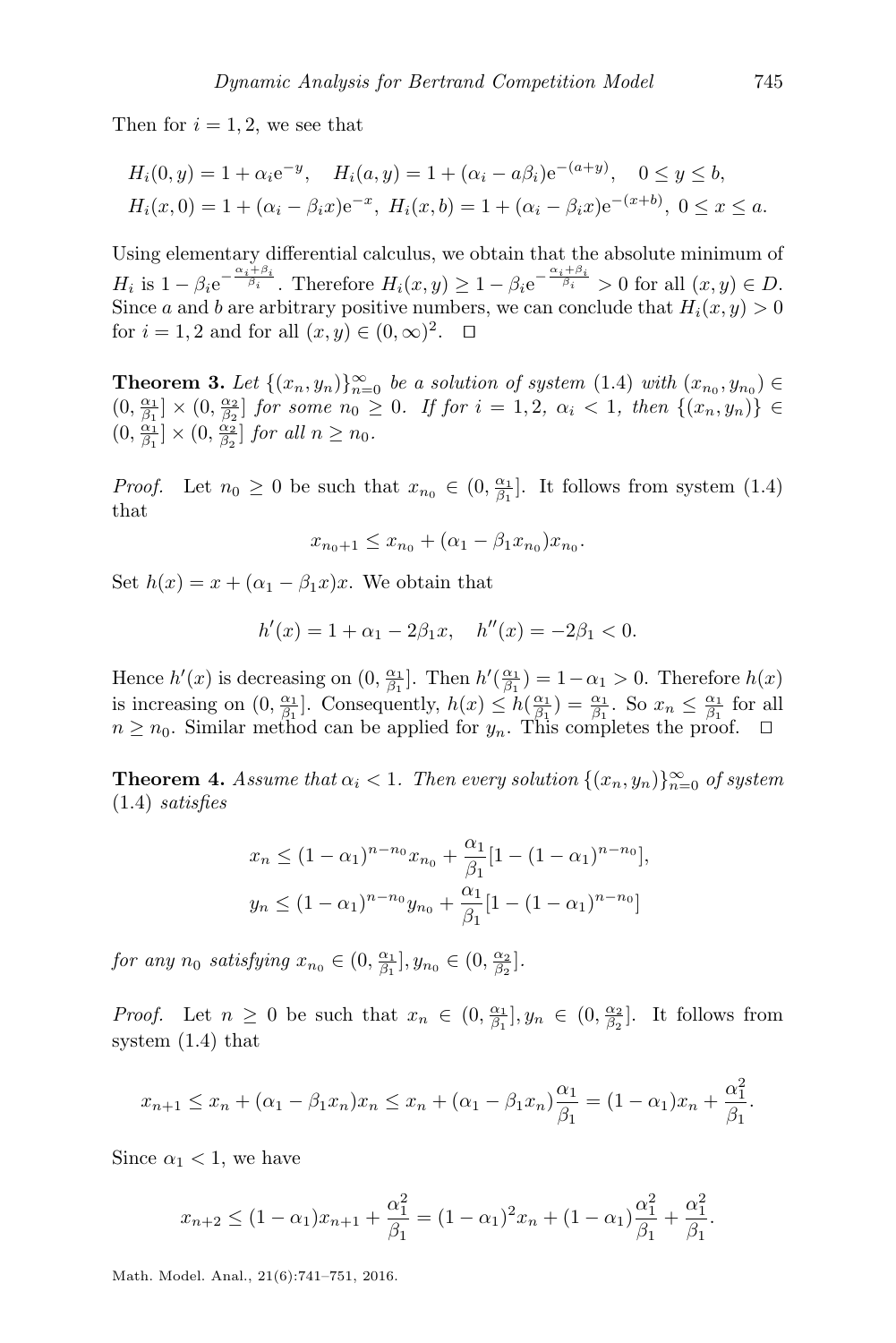Then for $i = 1, 2$, we see that

$$
\begin{aligned}
&H_i(0, y) = 1 + \alpha_i e^{-y}, \quad H_i(a, y) = 1 + (\alpha_i - a\beta_i)e^{-(a+y)}, \quad 0 \le y \le b, \\
&H_i(x, 0) = 1 + (\alpha_i - \beta_i x)e^{-x}, \; H_i(x, b) = 1 + (\alpha_i - \beta_i x)e^{-(x+b)}, \; 0 \le x \le a.
\end{aligned}
$$

Using elementary differential calculus, we obtain that the absolute minimum of $H_i$ is $1 - \beta_i e^{-\frac{\alpha_i + \beta_i}{\beta_i}}$. Therefore $H_i(x, y) \ge 1 - \beta_i e^{-\frac{\alpha_i + \beta_i}{\beta_i}} > 0$ for all $(x, y) \in D$. Since $a$ and $b$ are arbitrary positive numbers, we can conclude that $H_i(x, y) > 0$ for $i = 1, 2$ and for all $(x, y) \in (0, \infty)^2$. $\square$

**Theorem 3.** *Let $\{(x_n, y_n)\}_{n=0}^{\infty}$ be a solution of system (1.4) with $(x_{n_0}, y_{n_0}) \in (0, \frac{\alpha_1}{\beta_1}] \times (0, \frac{\alpha_2}{\beta_2}]$ for some $n_0 \ge 0$. If for $i = 1, 2$, $\alpha_i < 1$, then $\{(x_n, y_n)\} \in (0, \frac{\alpha_1}{\beta_1}] \times (0, \frac{\alpha_2}{\beta_2}]$ for all $n \ge n_0$.*

*Proof.* Let $n_0 \ge 0$ be such that $x_{n_0} \in (0, \frac{\alpha_1}{\beta_1}]$. It follows from system (1.4) that

$$
x_{n_0+1} \le x_{n_0} + (\alpha_1 - \beta_1 x_{n_0})x_{n_0}.
$$

Set $h(x) = x + (\alpha_1 - \beta_1 x)x$. We obtain that

$$
h'(x) = 1 + \alpha_1 - 2\beta_1 x, \quad h''(x) = -2\beta_1 < 0.
$$

Hence $h'(x)$ is decreasing on $(0, \frac{\alpha_1}{\beta_1}]$. Then $h'(\frac{\alpha_1}{\beta_1}) = 1 - \alpha_1 > 0$. Therefore $h(x)$ is increasing on $(0, \frac{\alpha_1}{\beta_1}]$. Consequently, $h(x) \le h(\frac{\alpha_1}{\beta_1}) = \frac{\alpha_1}{\beta_1}$. So $x_n \le \frac{\alpha_1}{\beta_1}$ for all $n \ge n_0$. Similar method can be applied for $y_n$. This completes the proof. $\square$

**Theorem 4.** *Assume that $\alpha_i < 1$. Then every solution $\{(x_n, y_n)\}_{n=0}^{\infty}$ of system (1.4) satisfies*

$$
\begin{aligned}
x_n &\le (1 - \alpha_1)^{n-n_0} x_{n_0} + \frac{\alpha_1}{\beta_1}[1 - (1 - \alpha_1)^{n-n_0}], \\
y_n &\le (1 - \alpha_1)^{n-n_0} y_{n_0} + \frac{\alpha_1}{\beta_1}[1 - (1 - \alpha_1)^{n-n_0}]
\end{aligned}
$$

*for any $n_0$ satisfying $x_{n_0} \in (0, \frac{\alpha_1}{\beta_1}], y_{n_0} \in (0, \frac{\alpha_2}{\beta_2}]$.*

*Proof.* Let $n \ge 0$ be such that $x_n \in (0, \frac{\alpha_1}{\beta_1}], y_n \in (0, \frac{\alpha_2}{\beta_2}]$. It follows from system (1.4) that

$$
x_{n+1} \le x_n + (\alpha_1 - \beta_1 x_n)x_n \le x_n + (\alpha_1 - \beta_1 x_n)\frac{\alpha_1}{\beta_1} = (1 - \alpha_1)x_n + \frac{\alpha_1^2}{\beta_1}.
$$

Since $\alpha_1 < 1$, we have

$$
x_{n+2} \le (1 - \alpha_1)x_{n+1} + \frac{\alpha_1^2}{\beta_1} = (1 - \alpha_1)^2 x_n + (1 - \alpha_1)\frac{\alpha_1^2}{\beta_1} + \frac{\alpha_1^2}{\beta_1}.
$$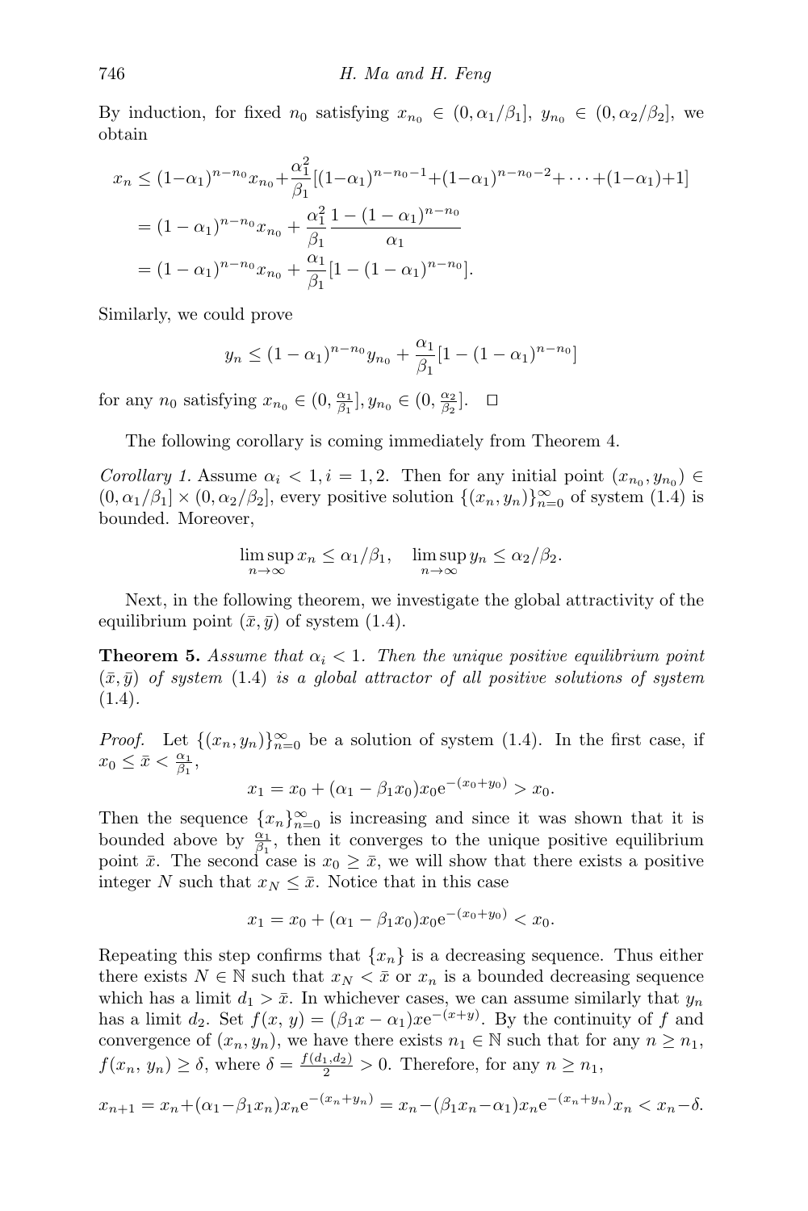By induction, for fixed $n_0$ satisfying $x_{n_0} \in (0, \alpha_1/\beta_1]$, $y_{n_0} \in (0, \alpha_2/\beta_2]$, we obtain

$$
\begin{aligned}
x_n &\le (1-\alpha_1)^{n-n_0}x_{n_0}+\frac{\alpha_1^2}{\beta_1}[(1-\alpha_1)^{n-n_0-1}+(1-\alpha_1)^{n-n_0-2}+\cdots+(1-\alpha_1)+1] \\
&= (1-\alpha_1)^{n-n_0}x_{n_0} + \frac{\alpha_1^2}{\beta_1}\frac{1-(1-\alpha_1)^{n-n_0}}{\alpha_1} \\
&= (1-\alpha_1)^{n-n_0}x_{n_0} + \frac{\alpha_1}{\beta_1}[1-(1-\alpha_1)^{n-n_0}].
\end{aligned}
$$

Similarly, we could prove

$$
y_n \le (1-\alpha_1)^{n-n_0}y_{n_0} + \frac{\alpha_1}{\beta_1}[1-(1-\alpha_1)^{n-n_0}]
$$

for any $n_0$ satisfying $x_{n_0} \in (0, \frac{\alpha_1}{\beta_1}], y_{n_0} \in (0, \frac{\alpha_2}{\beta_2}]$. □

The following corollary is coming immediately from Theorem 4.

*Corollary 1.* Assume $\alpha_i < 1, i = 1, 2$. Then for any initial point $(x_{n_0}, y_{n_0}) \in (0, \alpha_1/\beta_1] \times (0, \alpha_2/\beta_2]$, every positive solution $\{(x_n, y_n)\}_{n=0}^{\infty}$ of system (1.4) is bounded. Moreover,

$$
\limsup_{n\to\infty} x_n \le \alpha_1/\beta_1, \quad \limsup_{n\to\infty} y_n \le \alpha_2/\beta_2.
$$

Next, in the following theorem, we investigate the global attractivity of the equilibrium point $(\bar{x}, \bar{y})$ of system (1.4).

**Theorem 5.** *Assume that $\alpha_i < 1$. Then the unique positive equilibrium point $(\bar{x}, \bar{y})$ of system (1.4) is a global attractor of all positive solutions of system (1.4).*

*Proof.* Let $\{(x_n, y_n)\}_{n=0}^{\infty}$ be a solution of system (1.4). In the first case, if $x_0 \le \bar{x} < \frac{\alpha_1}{\beta_1}$,

$$
x_1 = x_0 + (\alpha_1 - \beta_1 x_0)x_0 e^{-(x_0+y_0)} > x_0.
$$

Then the sequence $\{x_n\}_{n=0}^{\infty}$ is increasing and since it was shown that it is bounded above by $\frac{\alpha_1}{\beta_1}$, then it converges to the unique positive equilibrium point $\bar{x}$. The second case is $x_0 \ge \bar{x}$, we will show that there exists a positive integer $N$ such that $x_N \le \bar{x}$. Notice that in this case

$$
x_1 = x_0 + (\alpha_1 - \beta_1 x_0)x_0 e^{-(x_0+y_0)} < x_0.
$$

Repeating this step confirms that $\{x_n\}$ is a decreasing sequence. Thus either there exists $N \in \mathbb{N}$ such that $x_N < \bar{x}$ or $x_n$ is a bounded decreasing sequence which has a limit $d_1 > \bar{x}$. In whichever cases, we can assume similarly that $y_n$ has a limit $d_2$. Set $f(x, y) = (\beta_1 x - \alpha_1)x e^{-(x+y)}$. By the continuity of $f$ and convergence of $(x_n, y_n)$, we have there exists $n_1 \in \mathbb{N}$ such that for any $n \ge n_1$, $f(x_n, y_n) \ge \delta$, where $\delta = \frac{f(d_1, d_2)}{2} > 0$. Therefore, for any $n \ge n_1$,

$$
x_{n+1} = x_n + (\alpha_1 - \beta_1 x_n)x_n e^{-(x_n+y_n)} = x_n - (\beta_1 x_n - \alpha_1)x_n e^{-(x_n+y_n)} x_n < x_n - \delta.
$$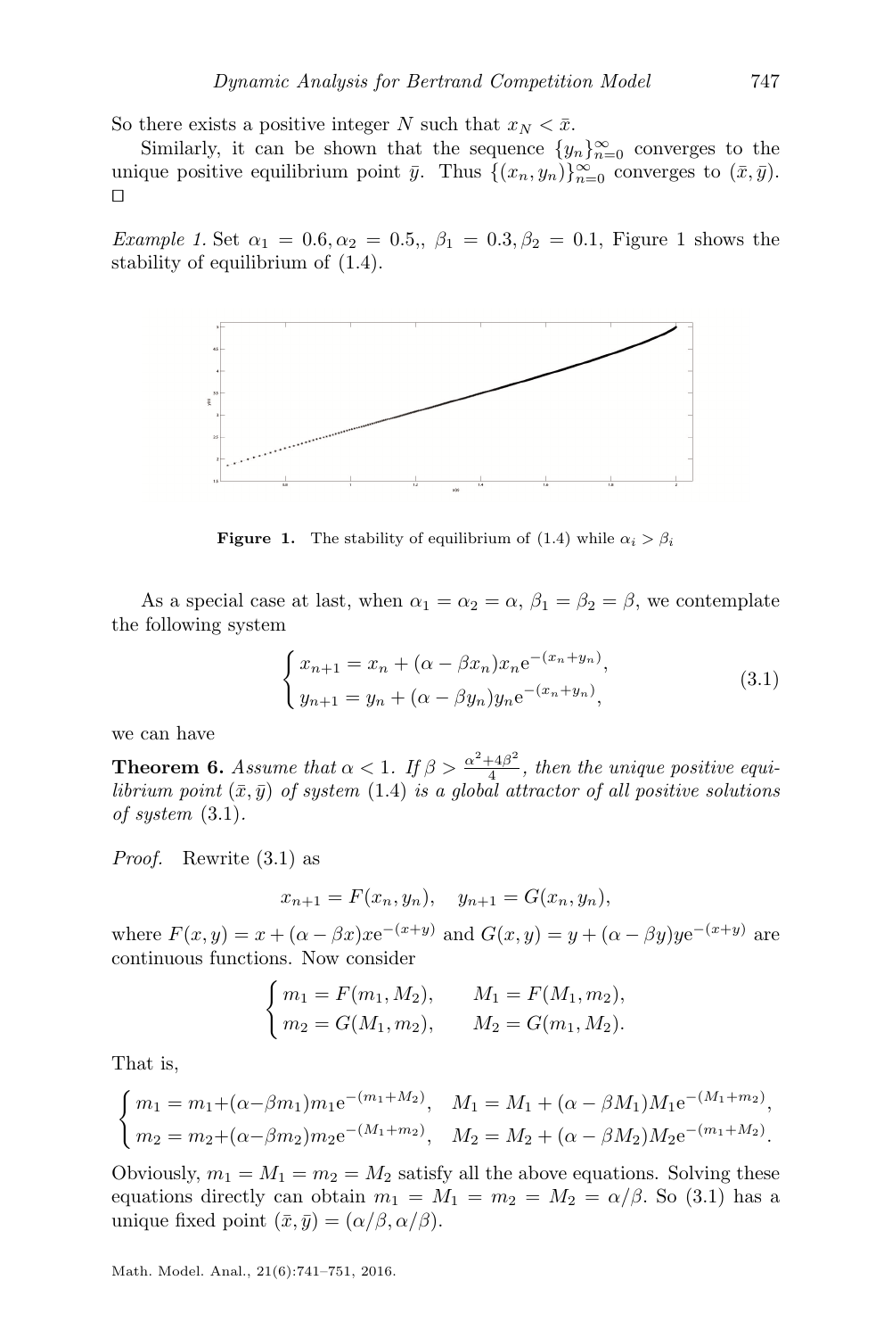So there exists a positive integer $N$ such that $x_N < \bar{x}$.

Similarly, it can be shown that the sequence $\{y_n\}_{n=0}^{\infty}$ converges to the unique positive equilibrium point $\bar{y}$. Thus $\{(x_n, y_n)\}_{n=0}^{\infty}$ converges to $(\bar{x}, \bar{y})$. □

*Example 1.* Set $\alpha_1 = 0.6, \alpha_2 = 0.5,, \beta_1 = 0.3, \beta_2 = 0.1$, Figure 1 shows the stability of equilibrium of (1.4).

**Figure 1.** The stability of equilibrium of (1.4) while $\alpha_i > \beta_i$

As a special case at last, when $\alpha_1 = \alpha_2 = \alpha$, $\beta_1 = \beta_2 = \beta$, we contemplate the following system

$$\begin{cases} x_{n+1} = x_n + (\alpha - \beta x_n)x_n \mathrm{e}^{-(x_n+y_n)}, \\ y_{n+1} = y_n + (\alpha - \beta y_n)y_n \mathrm{e}^{-(x_n+y_n)}, \end{cases} \tag{3.1}$$

we can have

**Theorem 6.** *Assume that $\alpha < 1$. If $\beta > \frac{\alpha^2+4\beta^2}{4}$, then the unique positive equilibrium point $(\bar{x}, \bar{y})$ of system* (1.4) *is a global attractor of all positive solutions of system* (3.1)*.*

*Proof.* Rewrite (3.1) as

$$x_{n+1} = F(x_n, y_n), \quad y_{n+1} = G(x_n, y_n),$$

where $F(x, y) = x + (\alpha - \beta x)x\mathrm{e}^{-(x+y)}$ and $G(x, y) = y + (\alpha - \beta y)y\mathrm{e}^{-(x+y)}$ are continuous functions. Now consider

$$\begin{cases} m_1 = F(m_1, M_2), & M_1 = F(M_1, m_2), \\ m_2 = G(M_1, m_2), & M_2 = G(m_1, M_2). \end{cases}$$

That is,

$$\begin{cases} m_1 = m_1 + (\alpha - \beta m_1)m_1 \mathrm{e}^{-(m_1+M_2)}, & M_1 = M_1 + (\alpha - \beta M_1)M_1 \mathrm{e}^{-(M_1+m_2)}, \\ m_2 = m_2 + (\alpha - \beta m_2)m_2 \mathrm{e}^{-(M_1+m_2)}, & M_2 = M_2 + (\alpha - \beta M_2)M_2 \mathrm{e}^{-(m_1+M_2)}. \end{cases}$$

Obviously, $m_1 = M_1 = m_2 = M_2$ satisfy all the above equations. Solving these equations directly can obtain $m_1 = M_1 = m_2 = M_2 = \alpha/\beta$. So (3.1) has a unique fixed point $(\bar{x}, \bar{y}) = (\alpha/\beta, \alpha/\beta)$.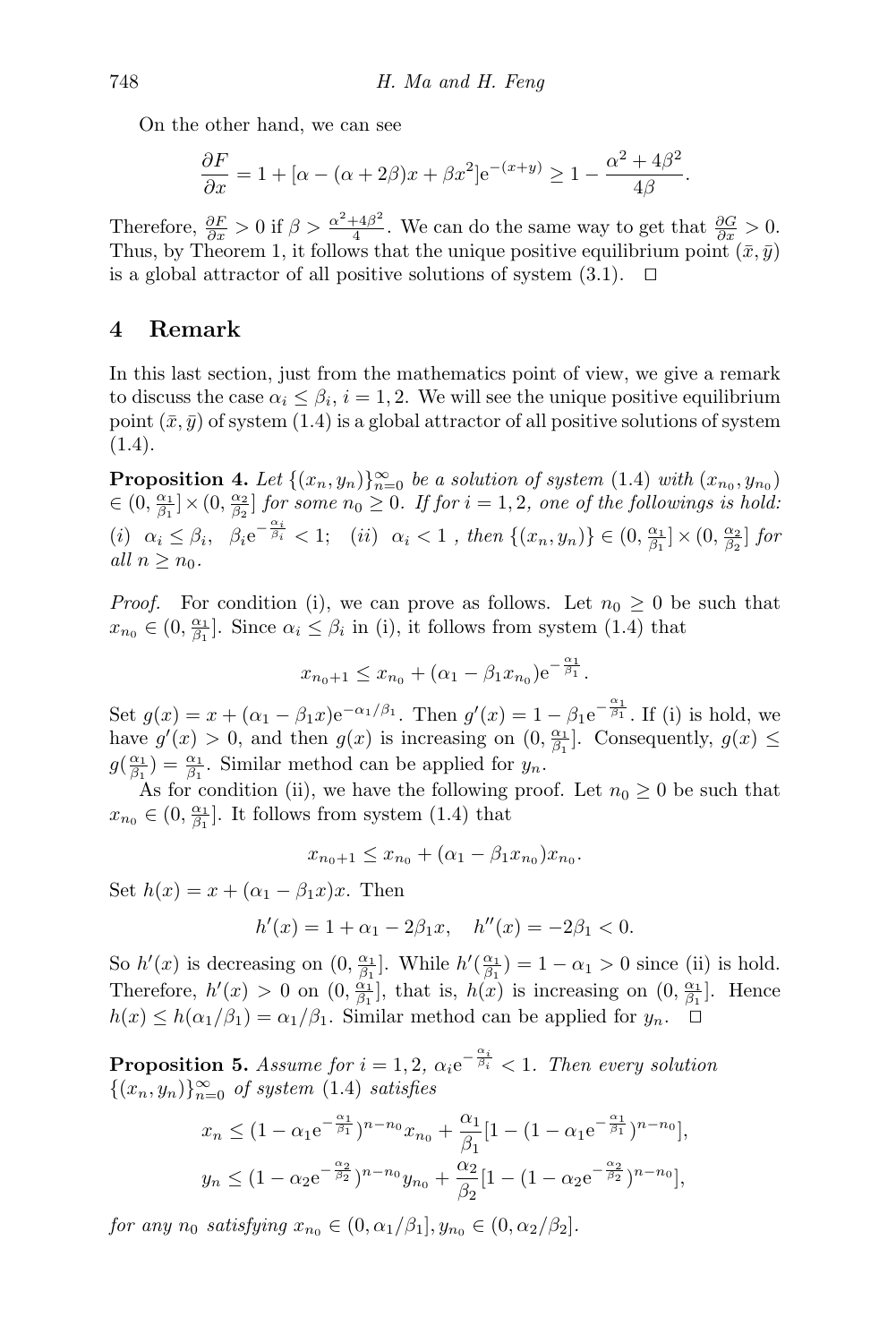On the other hand, we can see

$$\frac{\partial F}{\partial x} = 1 + [\alpha - (\alpha + 2\beta)x + \beta x^2]\mathrm{e}^{-(x+y)} \geq 1 - \frac{\alpha^2 + 4\beta^2}{4\beta}.$$

Therefore, $\frac{\partial F}{\partial x} > 0$ if $\beta > \frac{\alpha^2+4\beta^2}{4}$. We can do the same way to get that $\frac{\partial G}{\partial x} > 0$. Thus, by Theorem 1, it follows that the unique positive equilibrium point $(\bar{x}, \bar{y})$ is a global attractor of all positive solutions of system (3.1). $\square$

## 4 Remark

In this last section, just from the mathematics point of view, we give a remark to discuss the case $\alpha_i \leq \beta_i$, $i = 1, 2$. We will see the unique positive equilibrium point $(\bar{x}, \bar{y})$ of system (1.4) is a global attractor of all positive solutions of system (1.4).

**Proposition 4.** *Let* $\{(x_n, y_n)\}_{n=0}^{\infty}$ *be a solution of system* (1.4) *with* $(x_{n_0}, y_{n_0}) \in (0, \frac{\alpha_1}{\beta_1}] \times (0, \frac{\alpha_2}{\beta_2}]$ *for some* $n_0 \geq 0$. *If for* $i = 1, 2$, *one of the followings is hold:* (*i*) $\alpha_i \leq \beta_i$, $\beta_i \mathrm{e}^{-\frac{\alpha_i}{\beta_i}} < 1$; (*ii*) $\alpha_i < 1$ , *then* $\{(x_n, y_n)\} \in (0, \frac{\alpha_1}{\beta_1}] \times (0, \frac{\alpha_2}{\beta_2}]$ *for all* $n \geq n_0$.

*Proof.* For condition (i), we can prove as follows. Let $n_0 \geq 0$ be such that $x_{n_0} \in (0, \frac{\alpha_1}{\beta_1}]$. Since $\alpha_i \leq \beta_i$ in (i), it follows from system (1.4) that

$$x_{n_0+1} \leq x_{n_0} + (\alpha_1 - \beta_1 x_{n_0})\mathrm{e}^{-\frac{\alpha_1}{\beta_1}}.$$

Set $g(x) = x + (\alpha_1 - \beta_1 x)\mathrm{e}^{-\alpha_1/\beta_1}$. Then $g'(x) = 1 - \beta_1 \mathrm{e}^{-\frac{\alpha_1}{\beta_1}}$. If (i) is hold, we have $g'(x) > 0$, and then $g(x)$ is increasing on $(0, \frac{\alpha_1}{\beta_1}]$. Consequently, $g(x) \leq g(\frac{\alpha_1}{\beta_1}) = \frac{\alpha_1}{\beta_1}$. Similar method can be applied for $y_n$.

As for condition (ii), we have the following proof. Let $n_0 \geq 0$ be such that $x_{n_0} \in (0, \frac{\alpha_1}{\beta_1}]$. It follows from system (1.4) that

$$x_{n_0+1} \leq x_{n_0} + (\alpha_1 - \beta_1 x_{n_0})x_{n_0}.$$

Set $h(x) = x + (\alpha_1 - \beta_1 x)x$. Then

$$h'(x) = 1 + \alpha_1 - 2\beta_1 x, \quad h''(x) = -2\beta_1 < 0.$$

So $h'(x)$ is decreasing on $(0, \frac{\alpha_1}{\beta_1}]$. While $h'(\frac{\alpha_1}{\beta_1}) = 1 - \alpha_1 > 0$ since (ii) is hold. Therefore, $h'(x) > 0$ on $(0, \frac{\alpha_1}{\beta_1}]$, that is, $h(x)$ is increasing on $(0, \frac{\alpha_1}{\beta_1}]$. Hence $h(x) \leq h(\alpha_1/\beta_1) = \alpha_1/\beta_1$. Similar method can be applied for $y_n$. $\square$

**Proposition 5.** *Assume for* $i = 1, 2$, $\alpha_i \mathrm{e}^{-\frac{\alpha_i}{\beta_i}} < 1$. *Then every solution* $\{(x_n, y_n)\}_{n=0}^{\infty}$ *of system* (1.4) *satisfies*

$$x_n \leq (1 - \alpha_1 \mathrm{e}^{-\frac{\alpha_1}{\beta_1}})^{n-n_0} x_{n_0} + \frac{\alpha_1}{\beta_1}[1 - (1 - \alpha_1 \mathrm{e}^{-\frac{\alpha_1}{\beta_1}})^{n-n_0}],$$

$$y_n \leq (1 - \alpha_2 \mathrm{e}^{-\frac{\alpha_2}{\beta_2}})^{n-n_0} y_{n_0} + \frac{\alpha_2}{\beta_2}[1 - (1 - \alpha_2 \mathrm{e}^{-\frac{\alpha_2}{\beta_2}})^{n-n_0}],$$

*for any* $n_0$ *satisfying* $x_{n_0} \in (0, \alpha_1/\beta_1], y_{n_0} \in (0, \alpha_2/\beta_2]$.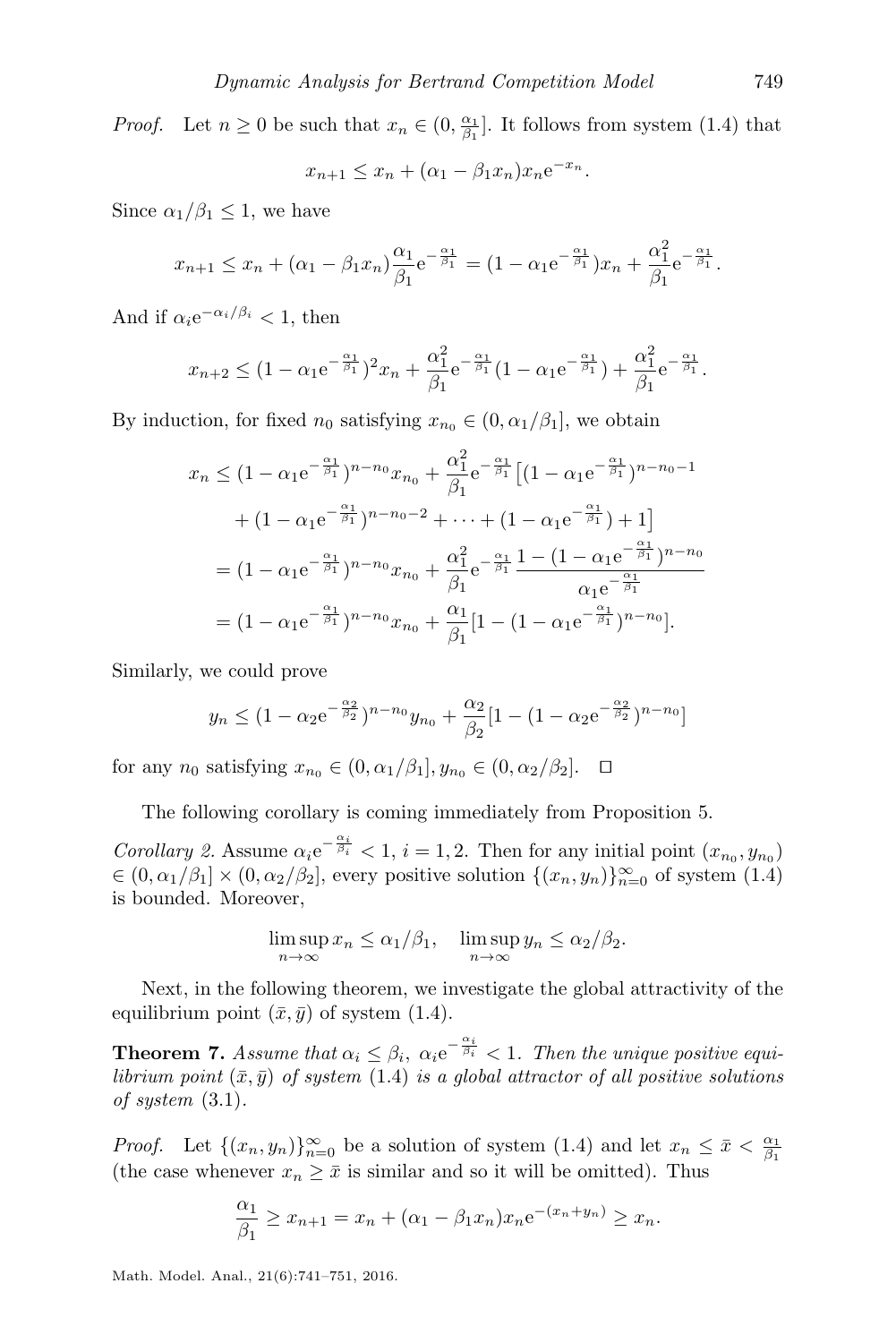*Proof.* Let $n \geq 0$ be such that $x_n \in (0, \frac{\alpha_1}{\beta_1}]$. It follows from system (1.4) that

$$x_{n+1} \leq x_n + (\alpha_1 - \beta_1 x_n) x_n \mathrm{e}^{-x_n}.$$

Since $\alpha_1/\beta_1 \leq 1$, we have

$$x_{n+1} \leq x_n + (\alpha_1 - \beta_1 x_n) \frac{\alpha_1}{\beta_1} \mathrm{e}^{-\frac{\alpha_1}{\beta_1}} = (1 - \alpha_1 \mathrm{e}^{-\frac{\alpha_1}{\beta_1}}) x_n + \frac{\alpha_1^2}{\beta_1} \mathrm{e}^{-\frac{\alpha_1}{\beta_1}}.$$

And if $\alpha_i \mathrm{e}^{-\alpha_i/\beta_i} < 1$, then

$$x_{n+2} \leq (1 - \alpha_1 \mathrm{e}^{-\frac{\alpha_1}{\beta_1}})^2 x_n + \frac{\alpha_1^2}{\beta_1} \mathrm{e}^{-\frac{\alpha_1}{\beta_1}} (1 - \alpha_1 \mathrm{e}^{-\frac{\alpha_1}{\beta_1}}) + \frac{\alpha_1^2}{\beta_1} \mathrm{e}^{-\frac{\alpha_1}{\beta_1}}.$$

By induction, for fixed $n_0$ satisfying $x_{n_0} \in (0, \alpha_1/\beta_1]$, we obtain

$$\begin{aligned}
x_n &\leq (1 - \alpha_1 \mathrm{e}^{-\frac{\alpha_1}{\beta_1}})^{n-n_0} x_{n_0} + \frac{\alpha_1^2}{\beta_1} \mathrm{e}^{-\frac{\alpha_1}{\beta_1}} \big[(1 - \alpha_1 \mathrm{e}^{-\frac{\alpha_1}{\beta_1}})^{n-n_0-1} \\
&\quad + (1 - \alpha_1 \mathrm{e}^{-\frac{\alpha_1}{\beta_1}})^{n-n_0-2} + \cdots + (1 - \alpha_1 \mathrm{e}^{-\frac{\alpha_1}{\beta_1}}) + 1\big] \\
&= (1 - \alpha_1 \mathrm{e}^{-\frac{\alpha_1}{\beta_1}})^{n-n_0} x_{n_0} + \frac{\alpha_1^2}{\beta_1} \mathrm{e}^{-\frac{\alpha_1}{\beta_1}} \frac{1 - (1 - \alpha_1 \mathrm{e}^{-\frac{\alpha_1}{\beta_1}})^{n-n_0}}{\alpha_1 \mathrm{e}^{-\frac{\alpha_1}{\beta_1}}} \\
&= (1 - \alpha_1 \mathrm{e}^{-\frac{\alpha_1}{\beta_1}})^{n-n_0} x_{n_0} + \frac{\alpha_1}{\beta_1} [1 - (1 - \alpha_1 \mathrm{e}^{-\frac{\alpha_1}{\beta_1}})^{n-n_0}].
\end{aligned}$$

Similarly, we could prove

$$y_n \leq (1 - \alpha_2 \mathrm{e}^{-\frac{\alpha_2}{\beta_2}})^{n-n_0} y_{n_0} + \frac{\alpha_2}{\beta_2} [1 - (1 - \alpha_2 \mathrm{e}^{-\frac{\alpha_2}{\beta_2}})^{n-n_0}]$$

for any $n_0$ satisfying $x_{n_0} \in (0, \alpha_1/\beta_1], y_{n_0} \in (0, \alpha_2/\beta_2]$. □

The following corollary is coming immediately from Proposition 5.

*Corollary 2.* Assume $\alpha_i \mathrm{e}^{-\frac{\alpha_i}{\beta_i}} < 1$, $i = 1, 2$. Then for any initial point $(x_{n_0}, y_{n_0}) \in (0, \alpha_1/\beta_1] \times (0, \alpha_2/\beta_2]$, every positive solution $\{(x_n, y_n)\}_{n=0}^{\infty}$ of system (1.4) is bounded. Moreover,

$$\limsup_{n \to \infty} x_n \leq \alpha_1/\beta_1, \quad \limsup_{n \to \infty} y_n \leq \alpha_2/\beta_2.$$

Next, in the following theorem, we investigate the global attractivity of the equilibrium point $(\bar{x}, \bar{y})$ of system (1.4).

**Theorem 7.** *Assume that $\alpha_i \leq \beta_i$, $\alpha_i \mathrm{e}^{-\frac{\alpha_i}{\beta_i}} < 1$. Then the unique positive equilibrium point $(\bar{x}, \bar{y})$ of system (1.4) is a global attractor of all positive solutions of system (3.1).*

*Proof.* Let $\{(x_n, y_n)\}_{n=0}^{\infty}$ be a solution of system (1.4) and let $x_n \leq \bar{x} < \frac{\alpha_1}{\beta_1}$ (the case whenever $x_n \geq \bar{x}$ is similar and so it will be omitted). Thus

$$\frac{\alpha_1}{\beta_1} \geq x_{n+1} = x_n + (\alpha_1 - \beta_1 x_n) x_n \mathrm{e}^{-(x_n + y_n)} \geq x_n.$$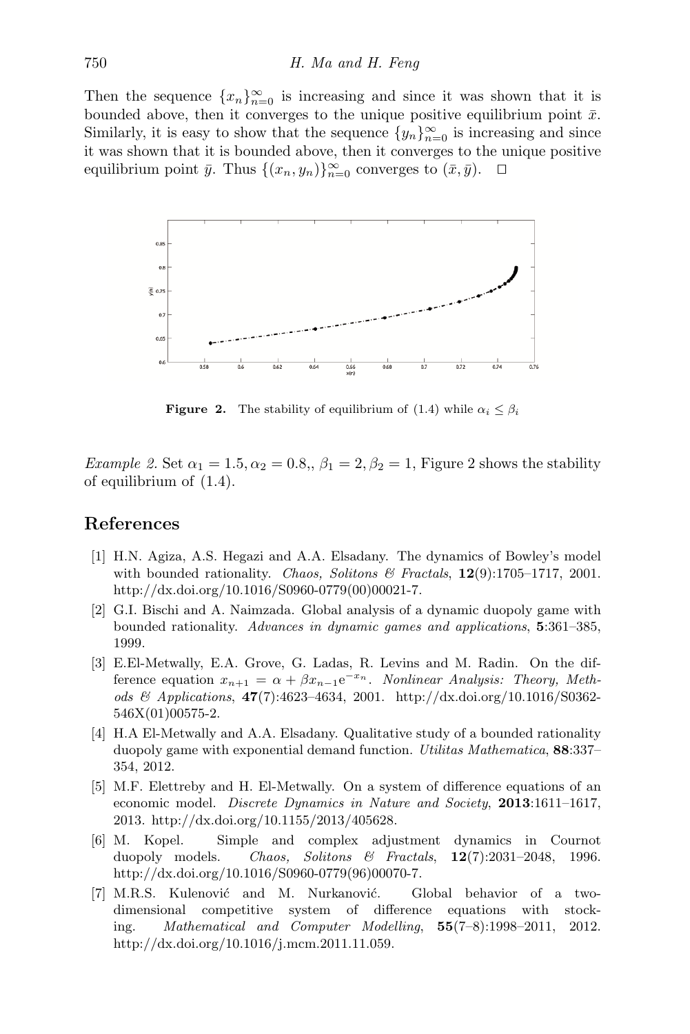Then the sequence $\{x_n\}_{n=0}^{\infty}$ is increasing and since it was shown that it is bounded above, then it converges to the unique positive equilibrium point $\bar{x}$. Similarly, it is easy to show that the sequence $\{y_n\}_{n=0}^{\infty}$ is increasing and since it was shown that it is bounded above, then it converges to the unique positive equilibrium point $\bar{y}$. Thus $\{(x_n, y_n)\}_{n=0}^{\infty}$ converges to $(\bar{x}, \bar{y})$. □

**Figure 2.** The stability of equilibrium of (1.4) while $\alpha_i \leq \beta_i$

*Example 2.* Set $\alpha_1 = 1.5, \alpha_2 = 0.8,, \beta_1 = 2, \beta_2 = 1$, Figure 2 shows the stability of equilibrium of (1.4).

## References

[1] H.N. Agiza, A.S. Hegazi and A.A. Elsadany. The dynamics of Bowley's model with bounded rationality. *Chaos, Solitons & Fractals*, **12**(9):1705–1717, 2001. http://dx.doi.org/10.1016/S0960-0779(00)00021-7.

[2] G.I. Bischi and A. Naimzada. Global analysis of a dynamic duopoly game with bounded rationality. *Advances in dynamic games and applications*, **5**:361–385, 1999.

[3] E.El-Metwally, E.A. Grove, G. Ladas, R. Levins and M. Radin. On the difference equation $x_{n+1} = \alpha + \beta x_{n-1}\mathrm{e}^{-x_n}$. *Nonlinear Analysis: Theory, Methods & Applications*, **47**(7):4623–4634, 2001. http://dx.doi.org/10.1016/S0362-546X(01)00575-2.

[4] H.A El-Metwally and A.A. Elsadany. Qualitative study of a bounded rationality duopoly game with exponential demand function. *Utilitas Mathematica*, **88**:337–354, 2012.

[5] M.F. Elettreby and H. El-Metwally. On a system of difference equations of an economic model. *Discrete Dynamics in Nature and Society*, **2013**:1611–1617, 2013. http://dx.doi.org/10.1155/2013/405628.

[6] M. Kopel. Simple and complex adjustment dynamics in Cournot duopoly models. *Chaos, Solitons & Fractals*, **12**(7):2031–2048, 1996. http://dx.doi.org/10.1016/S0960-0779(96)00070-7.

[7] M.R.S. Kulenović and M. Nurkanović. Global behavior of a two-dimensional competitive system of difference equations with stocking. *Mathematical and Computer Modelling*, **55**(7–8):1998–2011, 2012. http://dx.doi.org/10.1016/j.mcm.2011.11.059.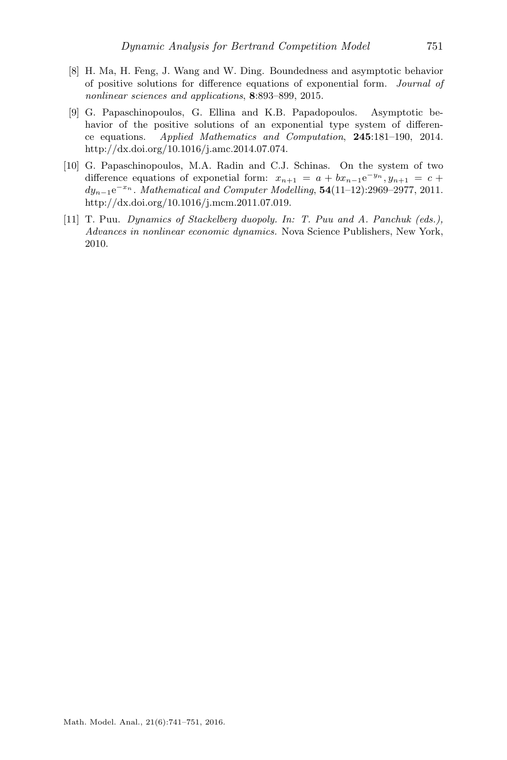[8] H. Ma, H. Feng, J. Wang and W. Ding. Boundedness and asymptotic behavior of positive solutions for difference equations of exponential form. *Journal of nonlinear sciences and applications*, **8**:893–899, 2015.

[9] G. Papaschinopoulos, G. Ellina and K.B. Papadopoulos. Asymptotic behavior of the positive solutions of an exponential type system of difference equations. *Applied Mathematics and Computation*, **245**:181–190, 2014. http://dx.doi.org/10.1016/j.amc.2014.07.074.

[10] G. Papaschinopoulos, M.A. Radin and C.J. Schinas. On the system of two difference equations of exponetial form: $x_{n+1} = a + bx_{n-1}e^{-y_n}, y_{n+1} = c + dy_{n-1}e^{-x_n}$. *Mathematical and Computer Modelling*, **54**(11–12):2969–2977, 2011. http://dx.doi.org/10.1016/j.mcm.2011.07.019.

[11] T. Puu. *Dynamics of Stackelberg duopoly. In: T. Puu and A. Panchuk (eds.), Advances in nonlinear economic dynamics.* Nova Science Publishers, New York, 2010.